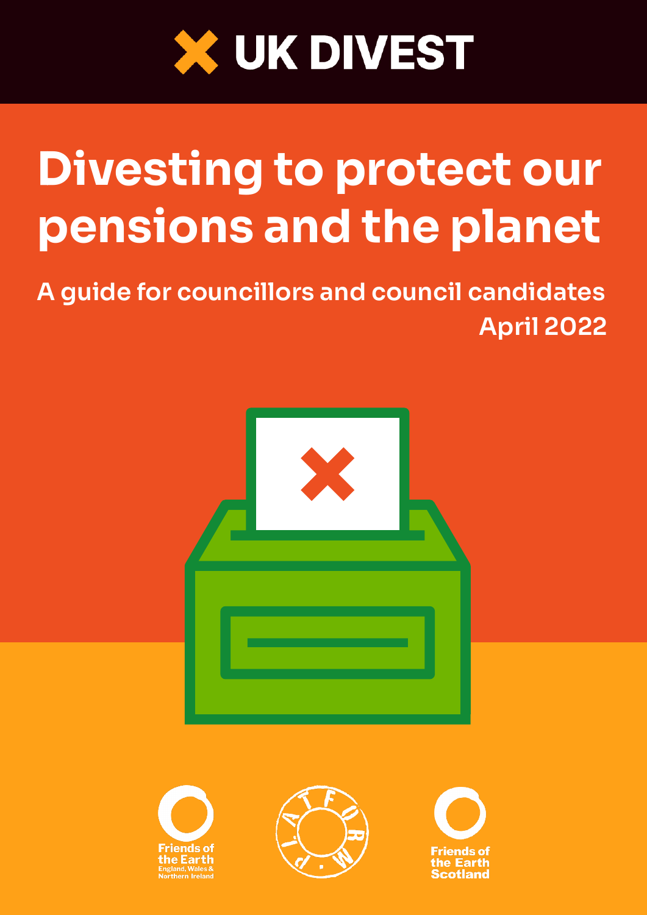UK DIVEST

# Divesting to protect our pensions and the planet

## A guide for councillors and council candidates

April 2022

Friends of the Earth England, Wales & Northern Ireland

PLATFORM

Friends of the Earth Scotland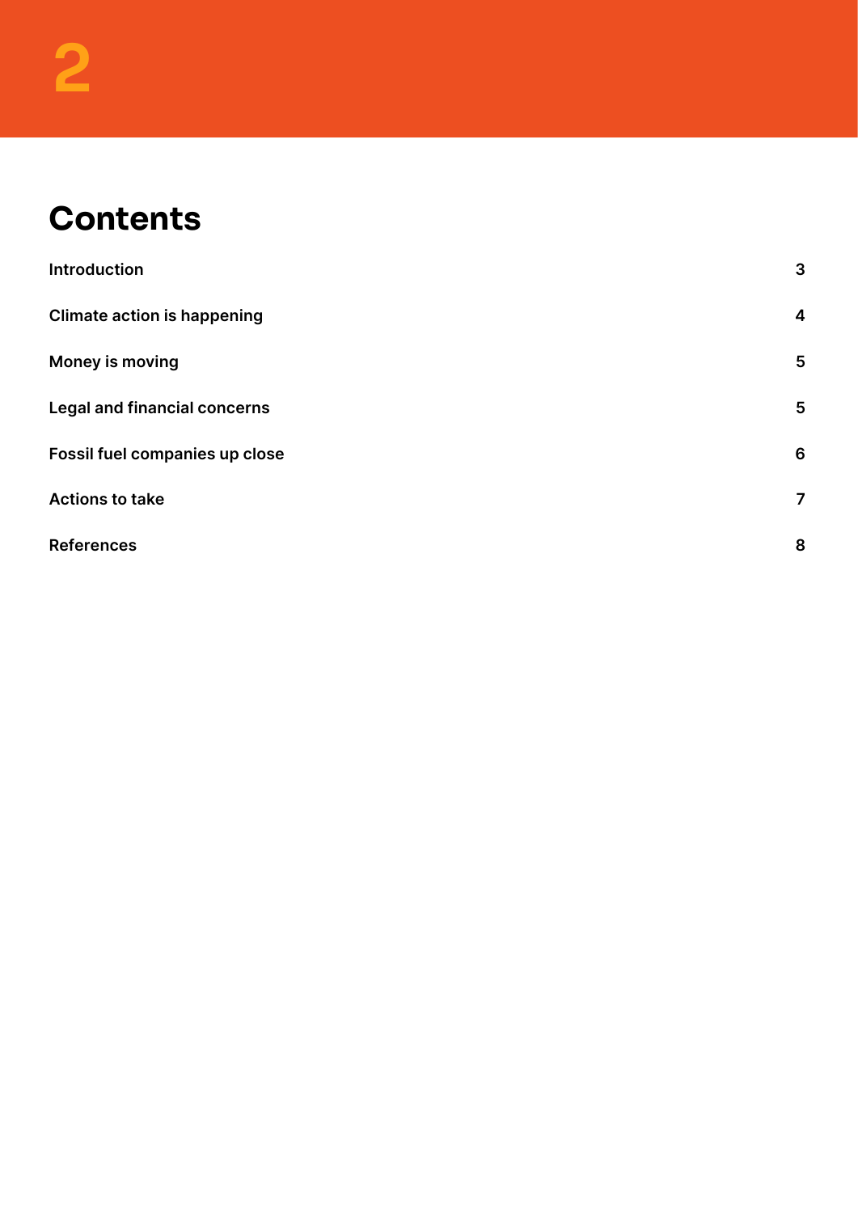# Contents

| | |
|---|---|
| Introduction | 3 |
| Climate action is happening | 4 |
| Money is moving | 5 |
| Legal and financial concerns | 5 |
| Fossil fuel companies up close | 6 |
| Actions to take | 7 |
| References | 8 |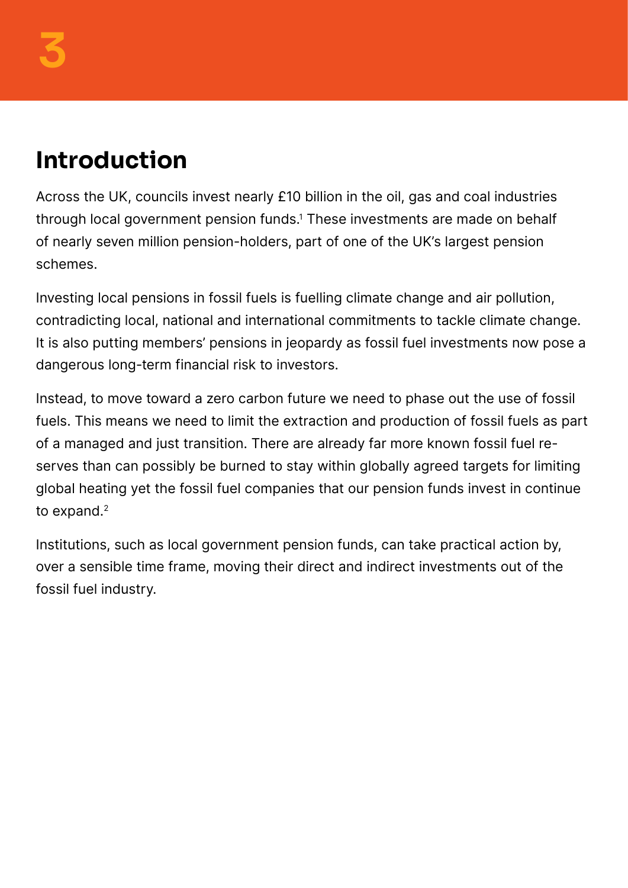## Introduction

Across the UK, councils invest nearly £10 billion in the oil, gas and coal industries through local government pension funds.[1] These investments are made on behalf of nearly seven million pension-holders, part of one of the UK's largest pension schemes.

Investing local pensions in fossil fuels is fuelling climate change and air pollution, contradicting local, national and international commitments to tackle climate change. It is also putting members' pensions in jeopardy as fossil fuel investments now pose a dangerous long-term financial risk to investors.

Instead, to move toward a zero carbon future we need to phase out the use of fossil fuels. This means we need to limit the extraction and production of fossil fuels as part of a managed and just transition. There are already far more known fossil fuel reserves than can possibly be burned to stay within globally agreed targets for limiting global heating yet the fossil fuel companies that our pension funds invest in continue to expand.[2]

Institutions, such as local government pension funds, can take practical action by, over a sensible time frame, moving their direct and indirect investments out of the fossil fuel industry.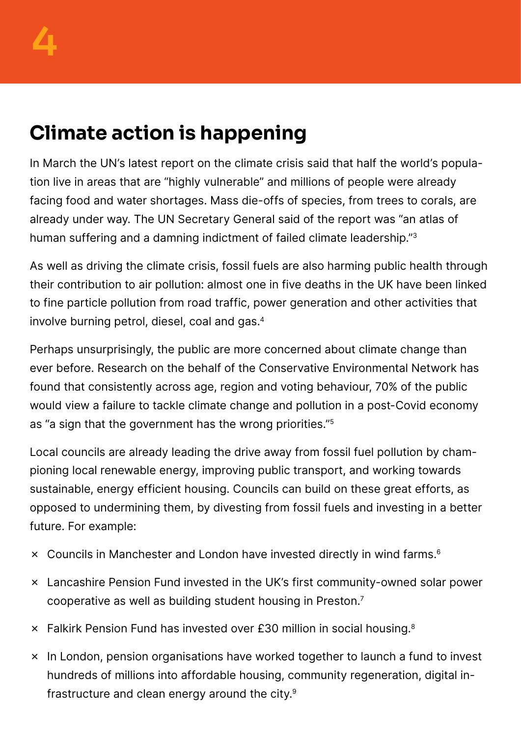## Climate action is happening

In March the UN's latest report on the climate crisis said that half the world's population live in areas that are "highly vulnerable" and millions of people were already facing food and water shortages. Mass die-offs of species, from trees to corals, are already under way. The UN Secretary General said of the report was "an atlas of human suffering and a damning indictment of failed climate leadership."[3]

As well as driving the climate crisis, fossil fuels are also harming public health through their contribution to air pollution: almost one in five deaths in the UK have been linked to fine particle pollution from road traffic, power generation and other activities that involve burning petrol, diesel, coal and gas.[4]

Perhaps unsurprisingly, the public are more concerned about climate change than ever before. Research on the behalf of the Conservative Environmental Network has found that consistently across age, region and voting behaviour, 70% of the public would view a failure to tackle climate change and pollution in a post-Covid economy as "a sign that the government has the wrong priorities."[5]

Local councils are already leading the drive away from fossil fuel pollution by championing local renewable energy, improving public transport, and working towards sustainable, energy efficient housing. Councils can build on these great efforts, as opposed to undermining them, by divesting from fossil fuels and investing in a better future. For example:

- Councils in Manchester and London have invested directly in wind farms.[6]
- Lancashire Pension Fund invested in the UK's first community-owned solar power cooperative as well as building student housing in Preston.[7]
- Falkirk Pension Fund has invested over £30 million in social housing.[8]
- In London, pension organisations have worked together to launch a fund to invest hundreds of millions into affordable housing, community regeneration, digital infrastructure and clean energy around the city.[9]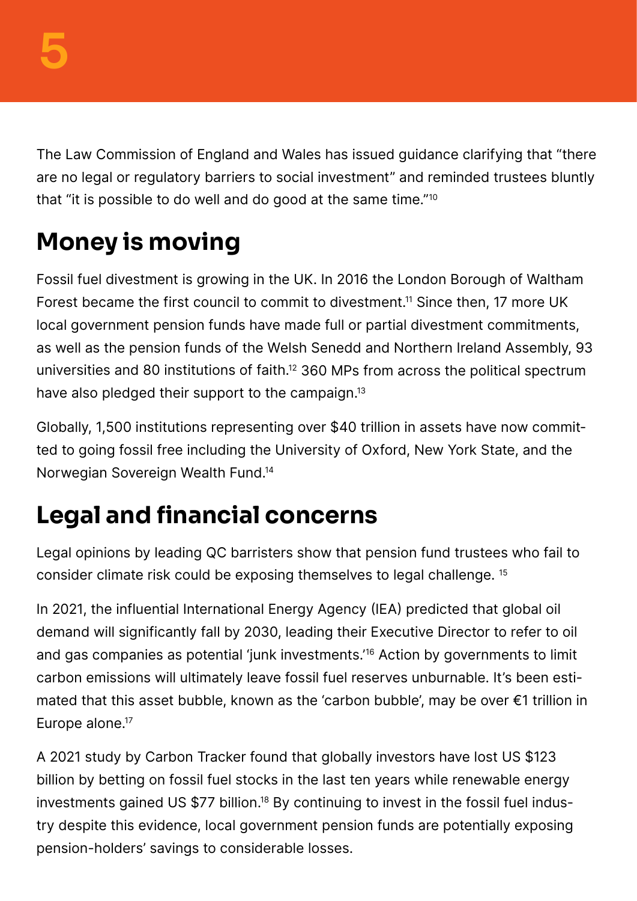The Law Commission of England and Wales has issued guidance clarifying that "there are no legal or regulatory barriers to social investment" and reminded trustees bluntly that "it is possible to do well and do good at the same time."[10]

## Money is moving

Fossil fuel divestment is growing in the UK. In 2016 the London Borough of Waltham Forest became the first council to commit to divestment.[11] Since then, 17 more UK local government pension funds have made full or partial divestment commitments, as well as the pension funds of the Welsh Senedd and Northern Ireland Assembly, 93 universities and 80 institutions of faith.[12] 360 MPs from across the political spectrum have also pledged their support to the campaign.[13]

Globally, 1,500 institutions representing over $40 trillion in assets have now committed to going fossil free including the University of Oxford, New York State, and the Norwegian Sovereign Wealth Fund.[14]

## Legal and financial concerns

Legal opinions by leading QC barristers show that pension fund trustees who fail to consider climate risk could be exposing themselves to legal challenge. [15]

In 2021, the influential International Energy Agency (IEA) predicted that global oil demand will significantly fall by 2030, leading their Executive Director to refer to oil and gas companies as potential 'junk investments.'[16] Action by governments to limit carbon emissions will ultimately leave fossil fuel reserves unburnable. It's been estimated that this asset bubble, known as the 'carbon bubble', may be over €1 trillion in Europe alone.[17]

A 2021 study by Carbon Tracker found that globally investors have lost US $123 billion by betting on fossil fuel stocks in the last ten years while renewable energy investments gained US $77 billion.[18] By continuing to invest in the fossil fuel industry despite this evidence, local government pension funds are potentially exposing pension-holders' savings to considerable losses.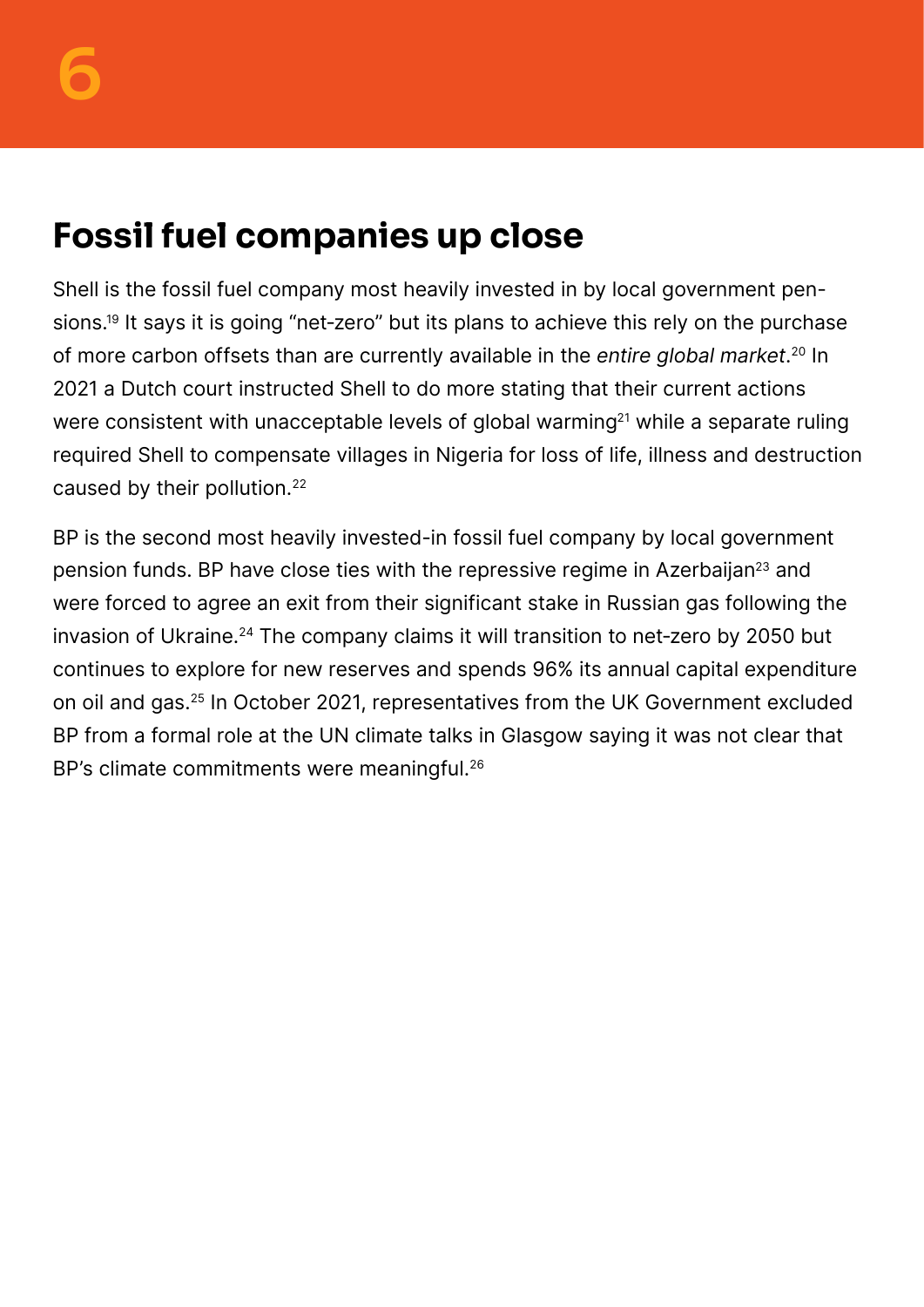# Fossil fuel companies up close

Shell is the fossil fuel company most heavily invested in by local government pensions.[19] It says it is going "net-zero" but its plans to achieve this rely on the purchase of more carbon offsets than are currently available in the *entire global market*.[20] In 2021 a Dutch court instructed Shell to do more stating that their current actions were consistent with unacceptable levels of global warming[21] while a separate ruling required Shell to compensate villages in Nigeria for loss of life, illness and destruction caused by their pollution.[22]

BP is the second most heavily invested-in fossil fuel company by local government pension funds. BP have close ties with the repressive regime in Azerbaijan[23] and were forced to agree an exit from their significant stake in Russian gas following the invasion of Ukraine.[24] The company claims it will transition to net-zero by 2050 but continues to explore for new reserves and spends 96% its annual capital expenditure on oil and gas.[25] In October 2021, representatives from the UK Government excluded BP from a formal role at the UN climate talks in Glasgow saying it was not clear that BP's climate commitments were meaningful.[26]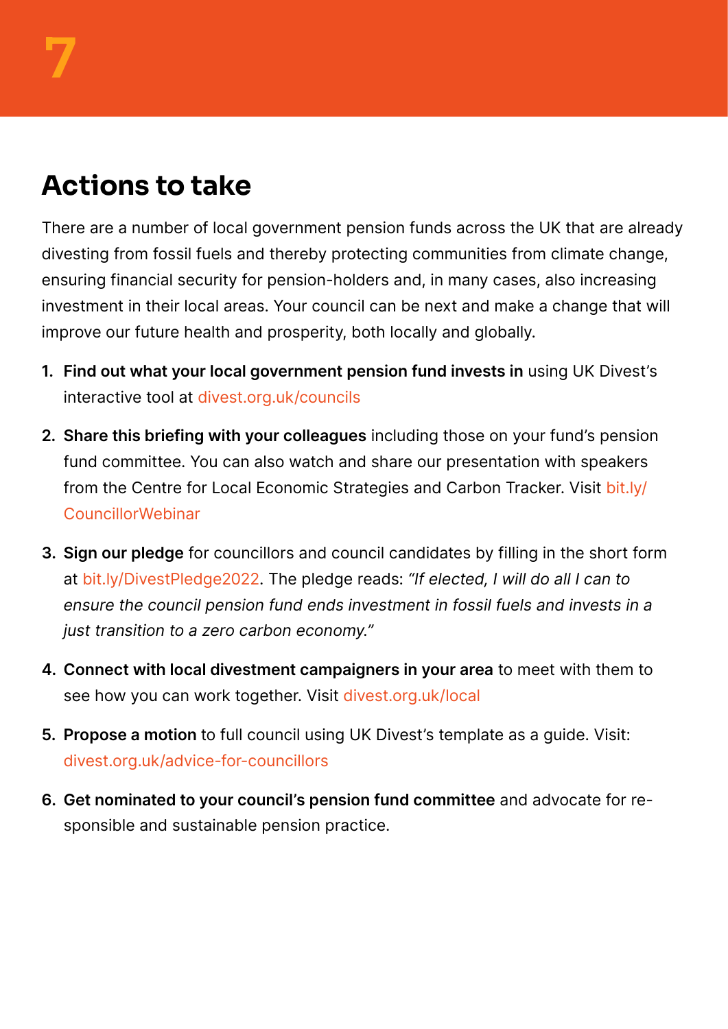## Actions to take

There are a number of local government pension funds across the UK that are already divesting from fossil fuels and thereby protecting communities from climate change, ensuring financial security for pension-holders and, in many cases, also increasing investment in their local areas. Your council can be next and make a change that will improve our future health and prosperity, both locally and globally.

1. **Find out what your local government pension fund invests in** using UK Divest's interactive tool at divest.org.uk/councils
2. **Share this briefing with your colleagues** including those on your fund's pension fund committee. You can also watch and share our presentation with speakers from the Centre for Local Economic Strategies and Carbon Tracker. Visit bit.ly/CouncillorWebinar
3. **Sign our pledge** for councillors and council candidates by filling in the short form at bit.ly/DivestPledge2022. The pledge reads: *"If elected, I will do all I can to ensure the council pension fund ends investment in fossil fuels and invests in a just transition to a zero carbon economy."*
4. **Connect with local divestment campaigners in your area** to meet with them to see how you can work together. Visit divest.org.uk/local
5. **Propose a motion** to full council using UK Divest's template as a guide. Visit: divest.org.uk/advice-for-councillors
6. **Get nominated to your council's pension fund committee** and advocate for responsible and sustainable pension practice.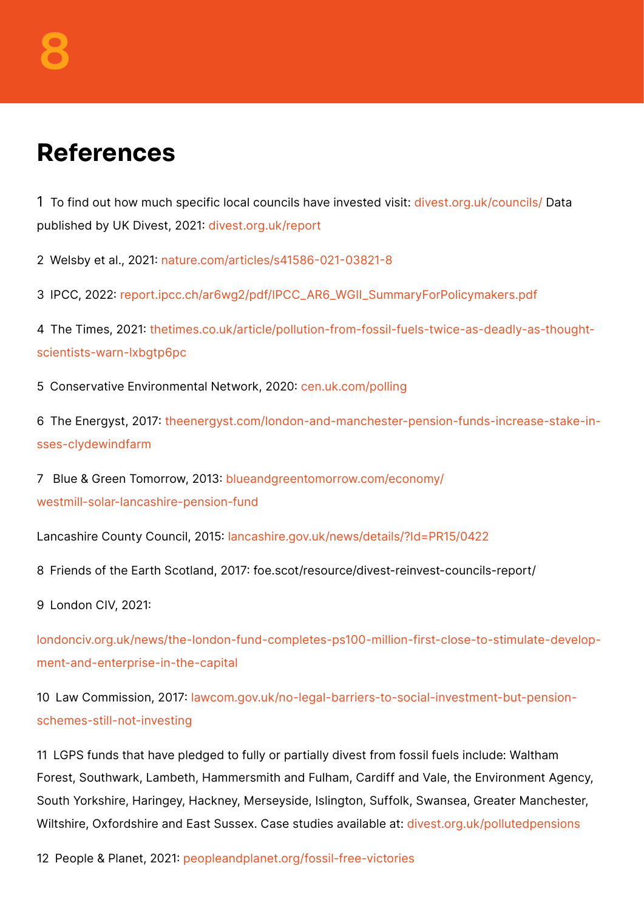# 8

## References

1 To find out how much specific local councils have invested visit: divest.org.uk/councils/ Data published by UK Divest, 2021: divest.org.uk/report

2 Welsby et al., 2021: nature.com/articles/s41586-021-03821-8

3 IPCC, 2022: report.ipcc.ch/ar6wg2/pdf/IPCC_AR6_WGII_SummaryForPolicymakers.pdf

4 The Times, 2021: thetimes.co.uk/article/pollution-from-fossil-fuels-twice-as-deadly-as-thought-scientists-warn-lxbgtp6pc

5 Conservative Environmental Network, 2020: cen.uk.com/polling

6 The Energyst, 2017: theenergyst.com/london-and-manchester-pension-funds-increase-stake-in-sses-clydewindfarm

7 Blue & Green Tomorrow, 2013: blueandgreentomorrow.com/economy/westmill-solar-lancashire-pension-fund

Lancashire County Council, 2015: lancashire.gov.uk/news/details/?Id=PR15/0422

8 Friends of the Earth Scotland, 2017: foe.scot/resource/divest-reinvest-councils-report/

9 London CIV, 2021:

londonciv.org.uk/news/the-london-fund-completes-ps100-million-first-close-to-stimulate-development-and-enterprise-in-the-capital

10 Law Commission, 2017: lawcom.gov.uk/no-legal-barriers-to-social-investment-but-pension-schemes-still-not-investing

11 LGPS funds that have pledged to fully or partially divest from fossil fuels include: Waltham Forest, Southwark, Lambeth, Hammersmith and Fulham, Cardiff and Vale, the Environment Agency, South Yorkshire, Haringey, Hackney, Merseyside, Islington, Suffolk, Swansea, Greater Manchester, Wiltshire, Oxfordshire and East Sussex. Case studies available at: divest.org.uk/pollutedpensions

12 People & Planet, 2021: peopleandplanet.org/fossil-free-victories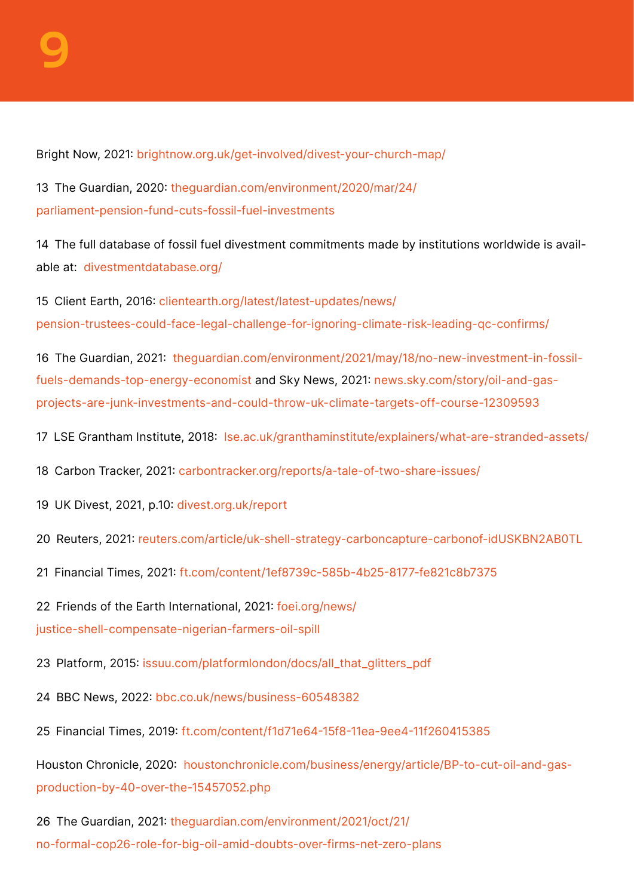Bright Now, 2021: brightnow.org.uk/get-involved/divest-your-church-map/

13 The Guardian, 2020: theguardian.com/environment/2020/mar/24/parliament-pension-fund-cuts-fossil-fuel-investments

14 The full database of fossil fuel divestment commitments made by institutions worldwide is available at: divestmentdatabase.org/

15 Client Earth, 2016: clientearth.org/latest/latest-updates/news/pension-trustees-could-face-legal-challenge-for-ignoring-climate-risk-leading-qc-confirms/

16 The Guardian, 2021: theguardian.com/environment/2021/may/18/no-new-investment-in-fossil-fuels-demands-top-energy-economist and Sky News, 2021: news.sky.com/story/oil-and-gas-projects-are-junk-investments-and-could-throw-uk-climate-targets-off-course-12309593

17 LSE Grantham Institute, 2018: lse.ac.uk/granthaminstitute/explainers/what-are-stranded-assets/

18 Carbon Tracker, 2021: carbontracker.org/reports/a-tale-of-two-share-issues/

19 UK Divest, 2021, p.10: divest.org.uk/report

20 Reuters, 2021: reuters.com/article/uk-shell-strategy-carboncapture-carbonof-idUSKBN2AB0TL

21 Financial Times, 2021: ft.com/content/1ef8739c-585b-4b25-8177-fe821c8b7375

22 Friends of the Earth International, 2021: foei.org/news/justice-shell-compensate-nigerian-farmers-oil-spill

23 Platform, 2015: issuu.com/platformlondon/docs/all_that_glitters_pdf

24 BBC News, 2022: bbc.co.uk/news/business-60548382

25 Financial Times, 2019: ft.com/content/f1d71e64-15f8-11ea-9ee4-11f260415385

Houston Chronicle, 2020: houstonchronicle.com/business/energy/article/BP-to-cut-oil-and-gas-production-by-40-over-the-15457052.php

26 The Guardian, 2021: theguardian.com/environment/2021/oct/21/no-formal-cop26-role-for-big-oil-amid-doubts-over-firms-net-zero-plans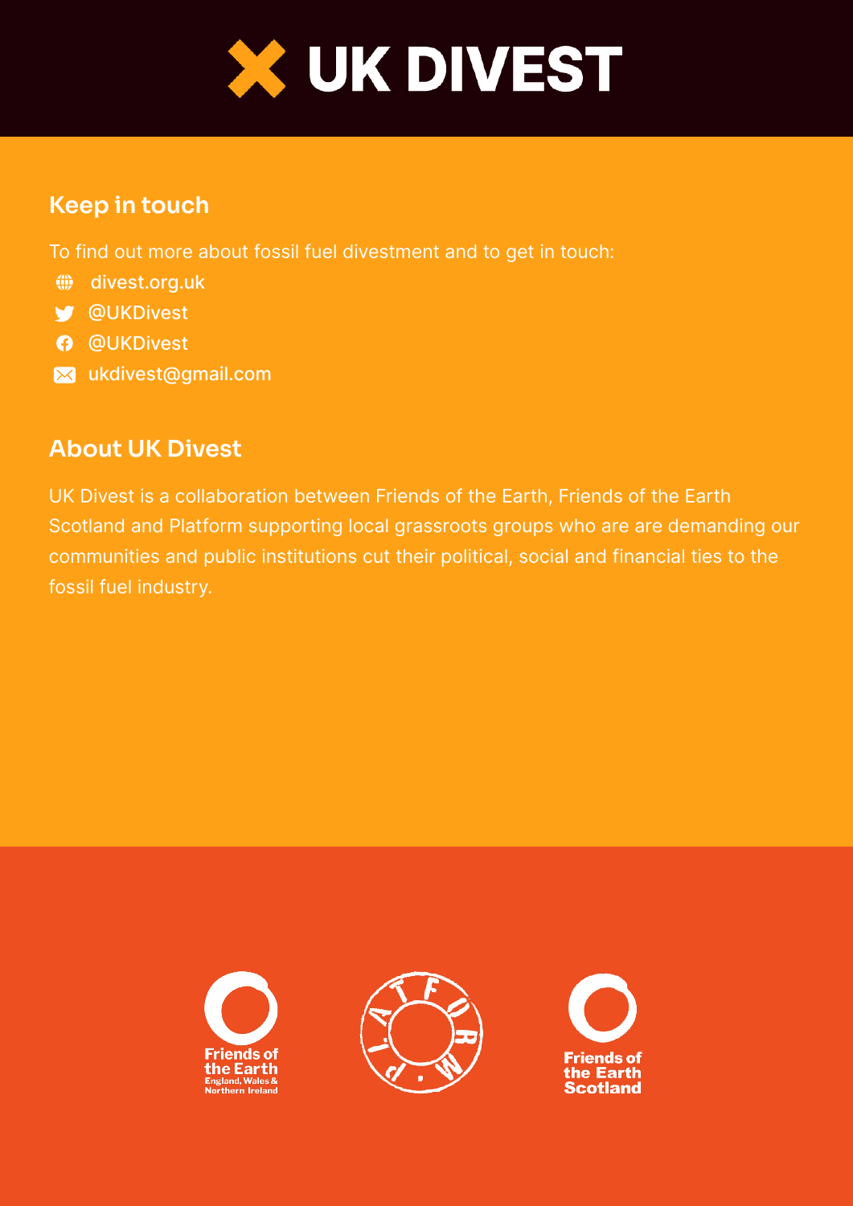# UK DIVEST

## Keep in touch

To find out more about fossil fuel divestment and to get in touch:

- divest.org.uk
- @UKDivest
- @UKDivest
- ukdivest@gmail.com

## About UK Divest

UK Divest is a collaboration between Friends of the Earth, Friends of the Earth Scotland and Platform supporting local grassroots groups who are are demanding our communities and public institutions cut their political, social and financial ties to the fossil fuel industry.

Friends of the Earth England, Wales & Northern Ireland

PLATFORM

Friends of the Earth Scotland